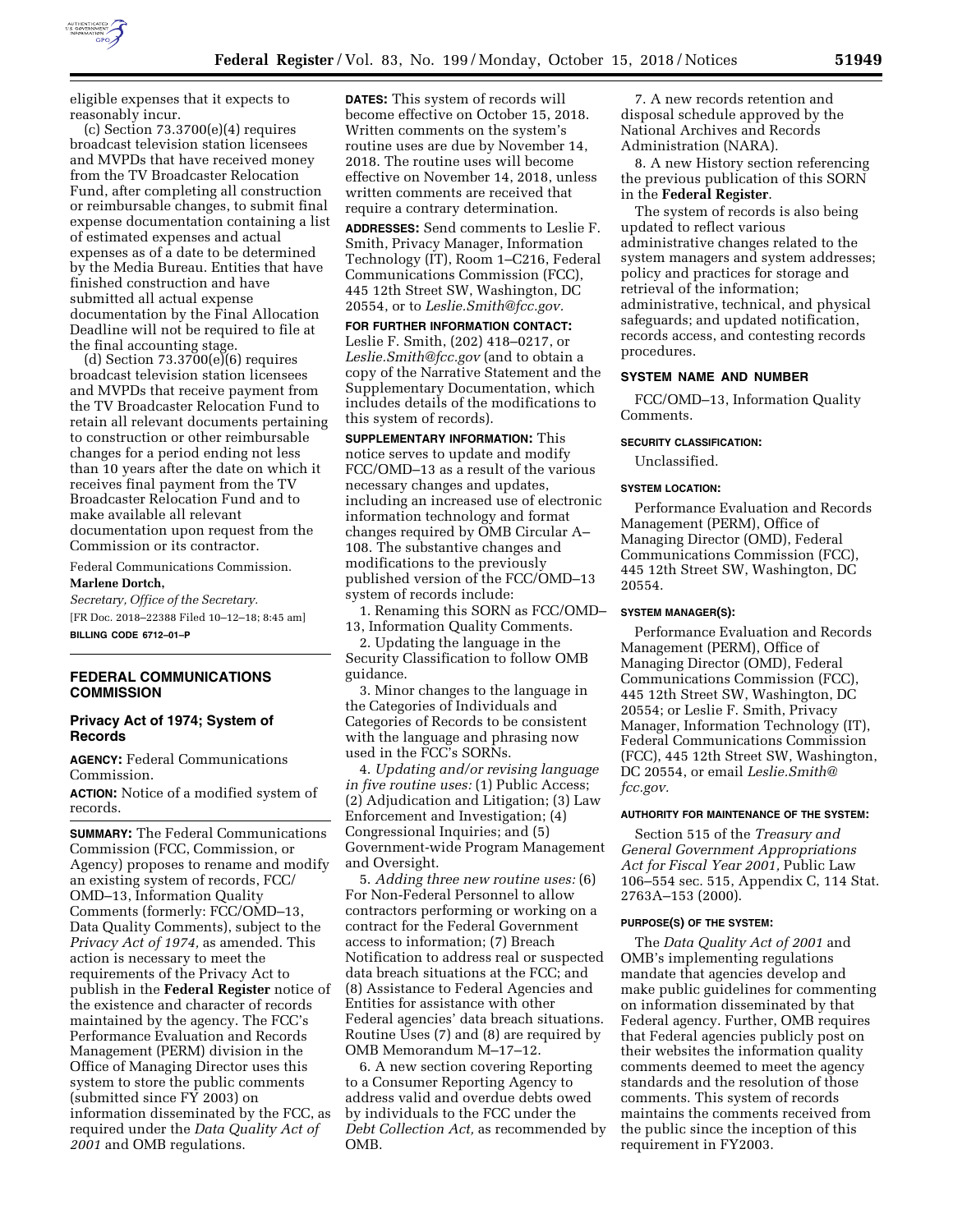eligible expenses that it expects to reasonably incur.

(c) Section 73.3700(e)(4) requires broadcast television station licensees and MVPDs that have received money from the TV Broadcaster Relocation Fund, after completing all construction or reimbursable changes, to submit final expense documentation containing a list of estimated expenses and actual expenses as of a date to be determined by the Media Bureau. Entities that have finished construction and have submitted all actual expense documentation by the Final Allocation Deadline will not be required to file at the final accounting stage.

(d) Section 73.3700(e)(6) requires broadcast television station licensees and MVPDs that receive payment from the TV Broadcaster Relocation Fund to retain all relevant documents pertaining to construction or other reimbursable changes for a period ending not less than 10 years after the date on which it receives final payment from the TV Broadcaster Relocation Fund and to make available all relevant documentation upon request from the Commission or its contractor.

Federal Communications Commission.

**Marlene Dortch,**

*Secretary, Office of the Secretary.*

[FR Doc. 2018–22388 Filed 10–12–18; 8:45 am]

**BILLING CODE 6712–01–P**

## FEDERAL COMMUNICATIONS COMMISSION

### Privacy Act of 1974; System of Records

**AGENCY:** Federal Communications Commission.

**ACTION:** Notice of a modified system of records.

**SUMMARY:** The Federal Communications Commission (FCC, Commission, or Agency) proposes to rename and modify an existing system of records, FCC/OMD–13, Information Quality Comments (formerly: FCC/OMD–13, Data Quality Comments), subject to the *Privacy Act of 1974,* as amended. This action is necessary to meet the requirements of the Privacy Act to publish in the **Federal Register** notice of the existence and character of records maintained by the agency. The FCC's Performance Evaluation and Records Management (PERM) division in the Office of Managing Director uses this system to store the public comments (submitted since FY 2003) on information disseminated by the FCC, as required under the *Data Quality Act of 2001* and OMB regulations.

**DATES:** This system of records will become effective on October 15, 2018. Written comments on the system's routine uses are due by November 14, 2018. The routine uses will become effective on November 14, 2018, unless written comments are received that require a contrary determination.

**ADDRESSES:** Send comments to Leslie F. Smith, Privacy Manager, Information Technology (IT), Room 1–C216, Federal Communications Commission (FCC), 445 12th Street SW, Washington, DC 20554, or to *Leslie.Smith@fcc.gov.*

**FOR FURTHER INFORMATION CONTACT:** Leslie F. Smith, (202) 418–0217, or *Leslie.Smith@fcc.gov* (and to obtain a copy of the Narrative Statement and the Supplementary Documentation, which includes details of the modifications to this system of records).

**SUPPLEMENTARY INFORMATION:** This notice serves to update and modify FCC/OMD–13 as a result of the various necessary changes and updates, including an increased use of electronic information technology and format changes required by OMB Circular A–108. The substantive changes and modifications to the previously published version of the FCC/OMD–13 system of records include:

1. Renaming this SORN as FCC/OMD–13, Information Quality Comments.

2. Updating the language in the Security Classification to follow OMB guidance.

3. Minor changes to the language in the Categories of Individuals and Categories of Records to be consistent with the language and phrasing now used in the FCC's SORNs.

4. *Updating and/or revising language in five routine uses:* (1) Public Access; (2) Adjudication and Litigation; (3) Law Enforcement and Investigation; (4) Congressional Inquiries; and (5) Government-wide Program Management and Oversight.

5. *Adding three new routine uses:* (6) For Non-Federal Personnel to allow contractors performing or working on a contract for the Federal Government access to information; (7) Breach Notification to address real or suspected data breach situations at the FCC; and (8) Assistance to Federal Agencies and Entities for assistance with other Federal agencies' data breach situations. Routine Uses (7) and (8) are required by OMB Memorandum M–17–12.

6. A new section covering Reporting to a Consumer Reporting Agency to address valid and overdue debts owed by individuals to the FCC under the *Debt Collection Act,* as recommended by OMB.

7. A new records retention and disposal schedule approved by the National Archives and Records Administration (NARA).

8. A new History section referencing the previous publication of this SORN in the **Federal Register**.

The system of records is also being updated to reflect various administrative changes related to the system managers and system addresses; policy and practices for storage and retrieval of the information; administrative, technical, and physical safeguards; and updated notification, records access, and contesting records procedures.

#### SYSTEM NAME AND NUMBER

FCC/OMD–13, Information Quality Comments.

#### SECURITY CLASSIFICATION:

Unclassified.

#### SYSTEM LOCATION:

Performance Evaluation and Records Management (PERM), Office of Managing Director (OMD), Federal Communications Commission (FCC), 445 12th Street SW, Washington, DC 20554.

#### SYSTEM MANAGER(S):

Performance Evaluation and Records Management (PERM), Office of Managing Director (OMD), Federal Communications Commission (FCC), 445 12th Street SW, Washington, DC 20554; or Leslie F. Smith, Privacy Manager, Information Technology (IT), Federal Communications Commission (FCC), 445 12th Street SW, Washington, DC 20554, or email *Leslie.Smith@fcc.gov.*

#### AUTHORITY FOR MAINTENANCE OF THE SYSTEM:

Section 515 of the *Treasury and General Government Appropriations Act for Fiscal Year 2001,* Public Law 106–554 sec. 515, Appendix C, 114 Stat. 2763A–153 (2000).

#### PURPOSE(S) OF THE SYSTEM:

The *Data Quality Act of 2001* and OMB's implementing regulations mandate that agencies develop and make public guidelines for commenting on information disseminated by that Federal agency. Further, OMB requires that Federal agencies publicly post on their websites the information quality comments deemed to meet the agency standards and the resolution of those comments. This system of records maintains the comments received from the public since the inception of this requirement in FY2003.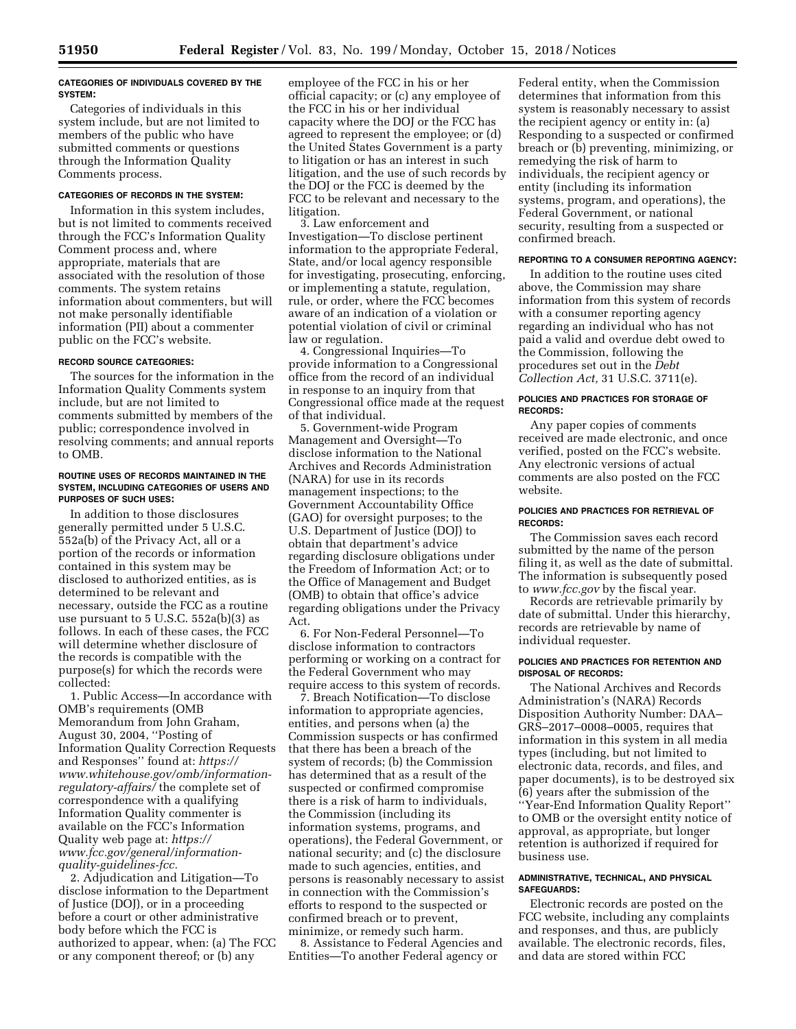#### CATEGORIES OF INDIVIDUALS COVERED BY THE SYSTEM:

Categories of individuals in this system include, but are not limited to members of the public who have submitted comments or questions through the Information Quality Comments process.

#### CATEGORIES OF RECORDS IN THE SYSTEM:

Information in this system includes, but is not limited to comments received through the FCC's Information Quality Comment process and, where appropriate, materials that are associated with the resolution of those comments. The system retains information about commenters, but will not make personally identifiable information (PII) about a commenter public on the FCC's website.

#### RECORD SOURCE CATEGORIES:

The sources for the information in the Information Quality Comments system include, but are not limited to comments submitted by members of the public; correspondence involved in resolving comments; and annual reports to OMB.

#### ROUTINE USES OF RECORDS MAINTAINED IN THE SYSTEM, INCLUDING CATEGORIES OF USERS AND PURPOSES OF SUCH USES:

In addition to those disclosures generally permitted under 5 U.S.C. 552a(b) of the Privacy Act, all or a portion of the records or information contained in this system may be disclosed to authorized entities, as is determined to be relevant and necessary, outside the FCC as a routine use pursuant to 5 U.S.C. 552a(b)(3) as follows. In each of these cases, the FCC will determine whether disclosure of the records is compatible with the purpose(s) for which the records were collected:

1. Public Access—In accordance with OMB's requirements (OMB Memorandum from John Graham, August 30, 2004, ''Posting of Information Quality Correction Requests and Responses'' found at: *https://www.whitehouse.gov/omb/information-regulatory-affairs/* the complete set of correspondence with a qualifying Information Quality commenter is available on the FCC's Information Quality web page at: *https://www.fcc.gov/general/information-quality-guidelines-fcc.*

2. Adjudication and Litigation—To disclose information to the Department of Justice (DOJ), or in a proceeding before a court or other administrative body before which the FCC is authorized to appear, when: (a) The FCC or any component thereof; or (b) any employee of the FCC in his or her official capacity; or (c) any employee of the FCC in his or her individual capacity where the DOJ or the FCC has agreed to represent the employee; or (d) the United States Government is a party to litigation or has an interest in such litigation, and the use of such records by the DOJ or the FCC is deemed by the FCC to be relevant and necessary to the litigation.

3. Law enforcement and Investigation—To disclose pertinent information to the appropriate Federal, State, and/or local agency responsible for investigating, prosecuting, enforcing, or implementing a statute, regulation, rule, or order, where the FCC becomes aware of an indication of a violation or potential violation of civil or criminal law or regulation.

4. Congressional Inquiries—To provide information to a Congressional office from the record of an individual in response to an inquiry from that Congressional office made at the request of that individual.

5. Government-wide Program Management and Oversight—To disclose information to the National Archives and Records Administration (NARA) for use in its records management inspections; to the Government Accountability Office (GAO) for oversight purposes; to the U.S. Department of Justice (DOJ) to obtain that department's advice regarding disclosure obligations under the Freedom of Information Act; or to the Office of Management and Budget (OMB) to obtain that office's advice regarding obligations under the Privacy Act.

6. For Non-Federal Personnel—To disclose information to contractors performing or working on a contract for the Federal Government who may require access to this system of records.

7. Breach Notification—To disclose information to appropriate agencies, entities, and persons when (a) the Commission suspects or has confirmed that there has been a breach of the system of records; (b) the Commission has determined that as a result of the suspected or confirmed compromise there is a risk of harm to individuals, the Commission (including its information systems, programs, and operations), the Federal Government, or national security; and (c) the disclosure made to such agencies, entities, and persons is reasonably necessary to assist in connection with the Commission's efforts to respond to the suspected or confirmed breach or to prevent, minimize, or remedy such harm.

8. Assistance to Federal Agencies and Entities—To another Federal agency or Federal entity, when the Commission determines that information from this system is reasonably necessary to assist the recipient agency or entity in: (a) Responding to a suspected or confirmed breach or (b) preventing, minimizing, or remedying the risk of harm to individuals, the recipient agency or entity (including its information systems, program, and operations), the Federal Government, or national security, resulting from a suspected or confirmed breach.

#### REPORTING TO A CONSUMER REPORTING AGENCY:

In addition to the routine uses cited above, the Commission may share information from this system of records with a consumer reporting agency regarding an individual who has not paid a valid and overdue debt owed to the Commission, following the procedures set out in the *Debt Collection Act,* 31 U.S.C. 3711(e).

#### POLICIES AND PRACTICES FOR STORAGE OF RECORDS:

Any paper copies of comments received are made electronic, and once verified, posted on the FCC's website. Any electronic versions of actual comments are also posted on the FCC website.

#### POLICIES AND PRACTICES FOR RETRIEVAL OF RECORDS:

The Commission saves each record submitted by the name of the person filing it, as well as the date of submittal. The information is subsequently posed to *www.fcc.gov* by the fiscal year.

Records are retrievable primarily by date of submittal. Under this hierarchy, records are retrievable by name of individual requester.

#### POLICIES AND PRACTICES FOR RETENTION AND DISPOSAL OF RECORDS:

The National Archives and Records Administration's (NARA) Records Disposition Authority Number: DAA–GRS–2017–0008–0005, requires that information in this system in all media types (including, but not limited to electronic data, records, and files, and paper documents), is to be destroyed six (6) years after the submission of the ''Year-End Information Quality Report'' to OMB or the oversight entity notice of approval, as appropriate, but longer retention is authorized if required for business use.

#### ADMINISTRATIVE, TECHNICAL, AND PHYSICAL SAFEGUARDS:

Electronic records are posted on the FCC website, including any complaints and responses, and thus, are publicly available. The electronic records, files, and data are stored within FCC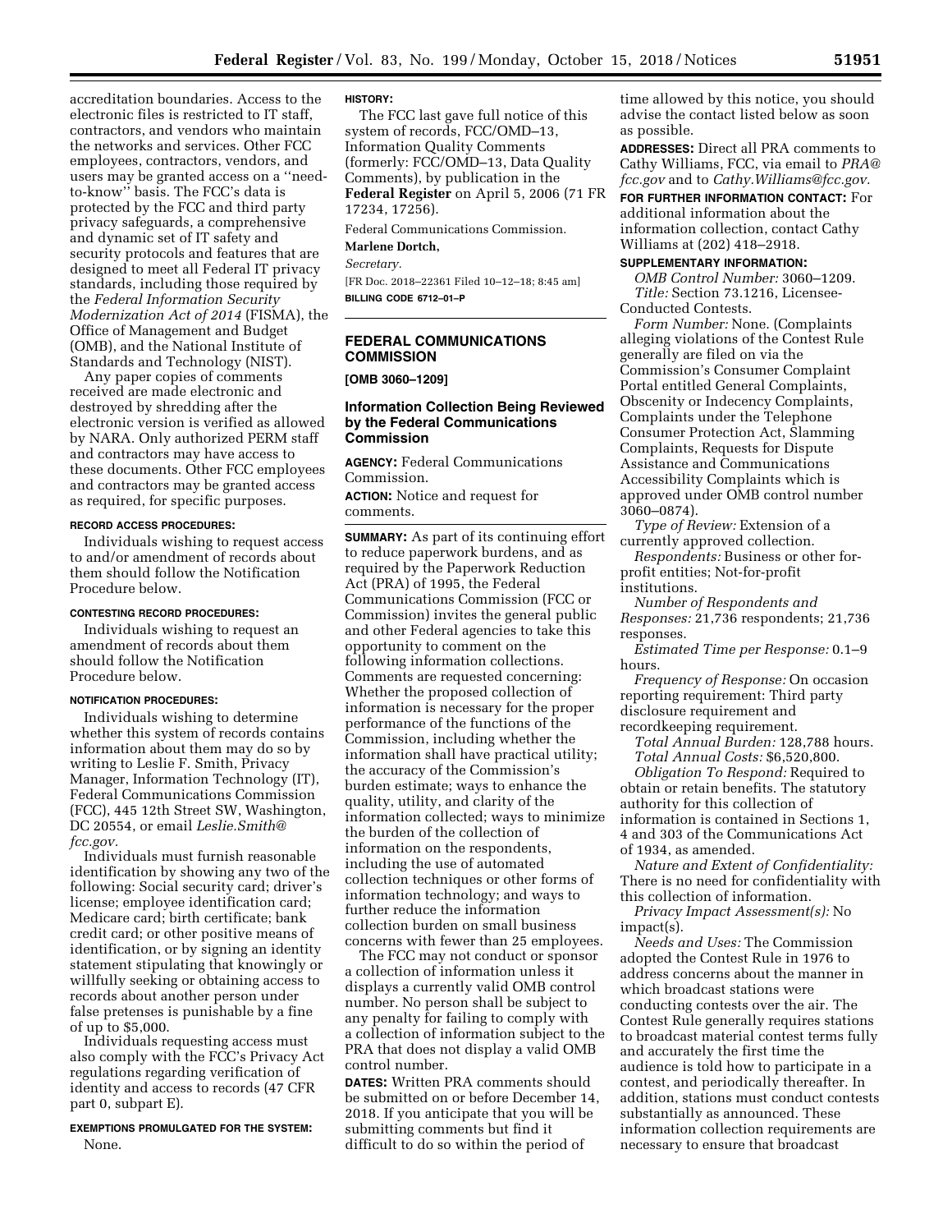accreditation boundaries. Access to the electronic files is restricted to IT staff, contractors, and vendors who maintain the networks and services. Other FCC employees, contractors, vendors, and users may be granted access on a ''need-to-know'' basis. The FCC's data is protected by the FCC and third party privacy safeguards, a comprehensive and dynamic set of IT safety and security protocols and features that are designed to meet all Federal IT privacy standards, including those required by the *Federal Information Security Modernization Act of 2014* (FISMA), the Office of Management and Budget (OMB), and the National Institute of Standards and Technology (NIST).

Any paper copies of comments received are made electronic and destroyed by shredding after the electronic version is verified as allowed by NARA. Only authorized PERM staff and contractors may have access to these documents. Other FCC employees and contractors may be granted access as required, for specific purposes.

#### RECORD ACCESS PROCEDURES:

Individuals wishing to request access to and/or amendment of records about them should follow the Notification Procedure below.

#### CONTESTING RECORD PROCEDURES:

Individuals wishing to request an amendment of records about them should follow the Notification Procedure below.

#### NOTIFICATION PROCEDURES:

Individuals wishing to determine whether this system of records contains information about them may do so by writing to Leslie F. Smith, Privacy Manager, Information Technology (IT), Federal Communications Commission (FCC), 445 12th Street SW, Washington, DC 20554, or email *Leslie.Smith@fcc.gov.*

Individuals must furnish reasonable identification by showing any two of the following: Social security card; driver's license; employee identification card; Medicare card; birth certificate; bank credit card; or other positive means of identification, or by signing an identity statement stipulating that knowingly or willfully seeking or obtaining access to records about another person under false pretenses is punishable by a fine of up to $5,000.

Individuals requesting access must also comply with the FCC's Privacy Act regulations regarding verification of identity and access to records (47 CFR part 0, subpart E).

#### EXEMPTIONS PROMULGATED FOR THE SYSTEM:

None.

#### HISTORY:

The FCC last gave full notice of this system of records, FCC/OMD–13, Information Quality Comments (formerly: FCC/OMD–13, Data Quality Comments), by publication in the **Federal Register** on April 5, 2006 (71 FR 17234, 17256).

Federal Communications Commission.

**Marlene Dortch,**

*Secretary.*

[FR Doc. 2018–22361 Filed 10–12–18; 8:45 am]

**BILLING CODE 6712–01–P**

---

## FEDERAL COMMUNICATIONS COMMISSION

**[OMB 3060–1209]**

### Information Collection Being Reviewed by the Federal Communications Commission

**AGENCY:** Federal Communications Commission.

**ACTION:** Notice and request for comments.

**SUMMARY:** As part of its continuing effort to reduce paperwork burdens, and as required by the Paperwork Reduction Act (PRA) of 1995, the Federal Communications Commission (FCC or Commission) invites the general public and other Federal agencies to take this opportunity to comment on the following information collections. Comments are requested concerning: Whether the proposed collection of information is necessary for the proper performance of the functions of the Commission, including whether the information shall have practical utility; the accuracy of the Commission's burden estimate; ways to enhance the quality, utility, and clarity of the information collected; ways to minimize the burden of the collection of information on the respondents, including the use of automated collection techniques or other forms of information technology; and ways to further reduce the information collection burden on small business concerns with fewer than 25 employees.

The FCC may not conduct or sponsor a collection of information unless it displays a currently valid OMB control number. No person shall be subject to any penalty for failing to comply with a collection of information subject to the PRA that does not display a valid OMB control number.

**DATES:** Written PRA comments should be submitted on or before December 14, 2018. If you anticipate that you will be submitting comments but find it difficult to do so within the period of time allowed by this notice, you should advise the contact listed below as soon as possible.

**ADDRESSES:** Direct all PRA comments to Cathy Williams, FCC, via email to *PRA@fcc.gov* and to *Cathy.Williams@fcc.gov.*

**FOR FURTHER INFORMATION CONTACT:** For additional information about the information collection, contact Cathy Williams at (202) 418–2918.

**SUPPLEMENTARY INFORMATION:**

*OMB Control Number:* 3060–1209.

*Title:* Section 73.1216, Licensee-Conducted Contests.

*Form Number:* None. (Complaints alleging violations of the Contest Rule generally are filed on via the Commission's Consumer Complaint Portal entitled General Complaints, Obscenity or Indecency Complaints, Complaints under the Telephone Consumer Protection Act, Slamming Complaints, Requests for Dispute Assistance and Communications Accessibility Complaints which is approved under OMB control number 3060–0874).

*Type of Review:* Extension of a currently approved collection.

*Respondents:* Business or other for-profit entities; Not-for-profit institutions.

*Number of Respondents and Responses:* 21,736 respondents; 21,736 responses.

*Estimated Time per Response:* 0.1–9 hours.

*Frequency of Response:* On occasion reporting requirement: Third party disclosure requirement and recordkeeping requirement.

*Total Annual Burden:* 128,788 hours.

*Total Annual Costs:* $6,520,800.

*Obligation To Respond:* Required to obtain or retain benefits. The statutory authority for this collection of information is contained in Sections 1, 4 and 303 of the Communications Act of 1934, as amended.

*Nature and Extent of Confidentiality:* There is no need for confidentiality with this collection of information.

*Privacy Impact Assessment(s):* No impact(s).

*Needs and Uses:* The Commission adopted the Contest Rule in 1976 to address concerns about the manner in which broadcast stations were conducting contests over the air. The Contest Rule generally requires stations to broadcast material contest terms fully and accurately the first time the audience is told how to participate in a contest, and periodically thereafter. In addition, stations must conduct contests substantially as announced. These information collection requirements are necessary to ensure that broadcast